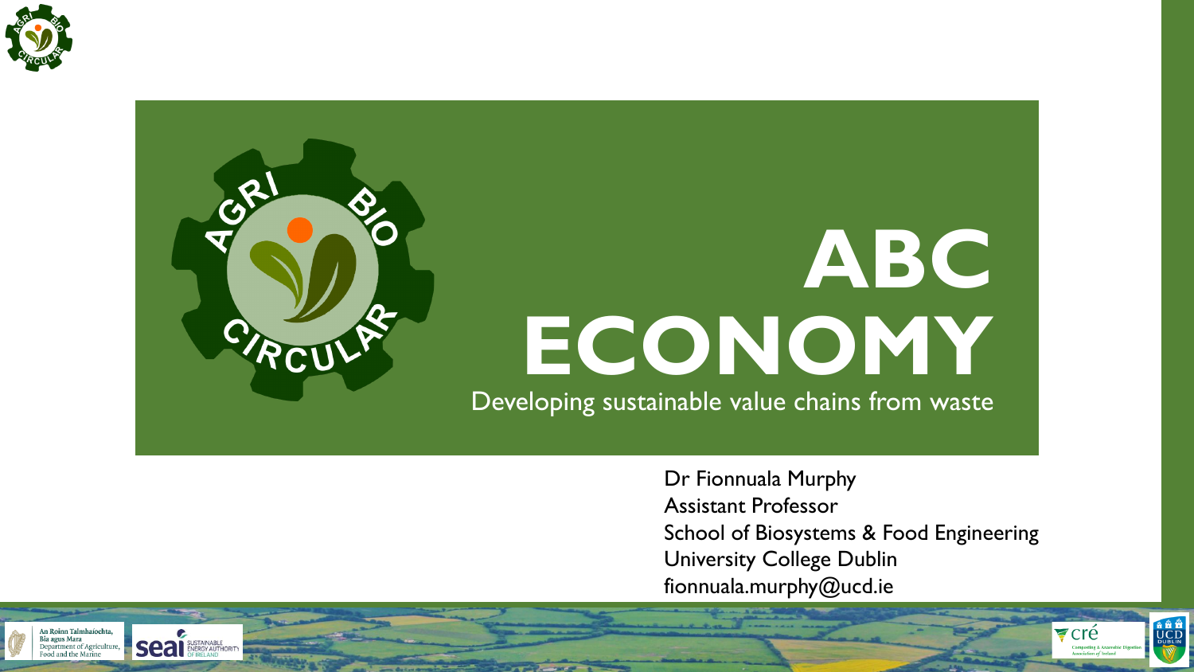# ABC ECONOMY

Developing sustainable value chains from waste

Dr Fionnuala Murphy
Assistant Professor
School of Biosystems & Food Engineering
University College Dublin
fionnuala.murphy@ucd.ie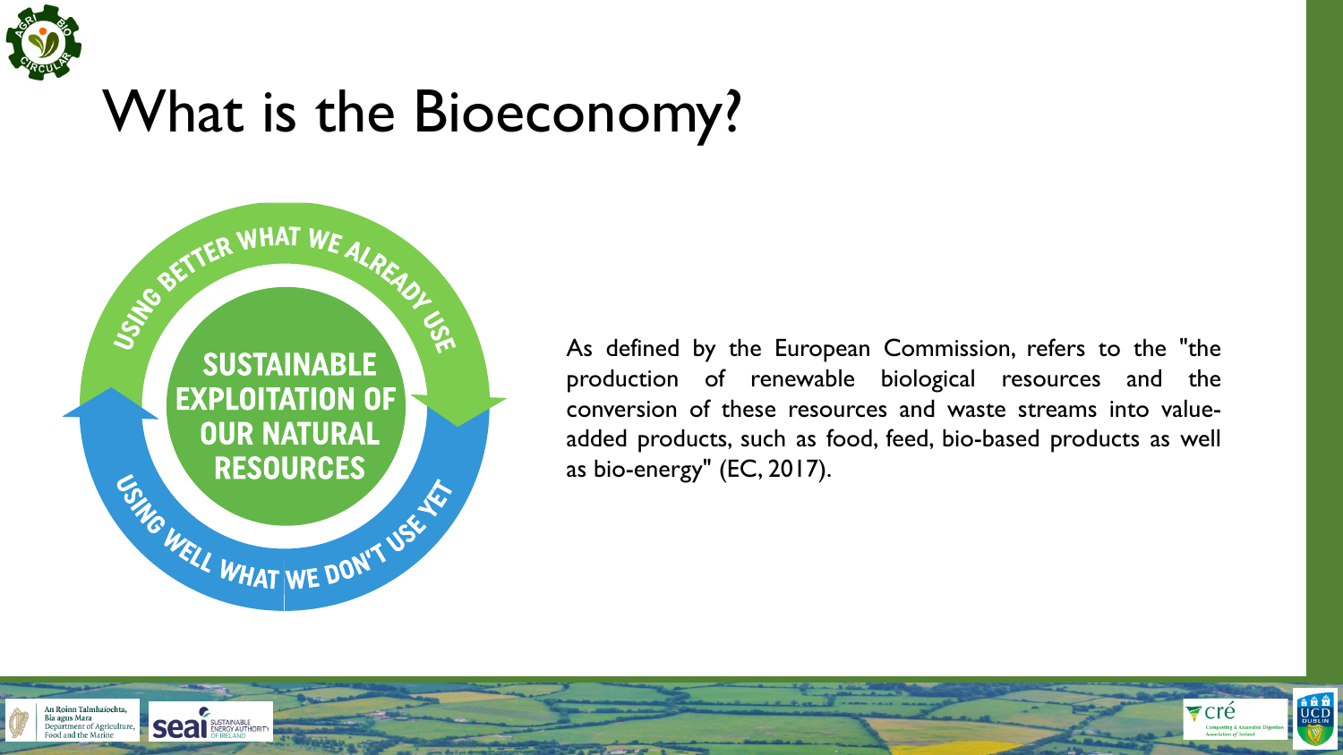# What is the Bioeconomy?

USING BETTER WHAT WE ALREADY USE

SUSTAINABLE EXPLOITATION OF OUR NATURAL RESOURCES

USING WELL WHAT WE DON'T USE YET

As defined by the European Commission, refers to the "the production of renewable biological resources and the conversion of these resources and waste streams into value-added products, such as food, feed, bio-based products as well as bio-energy" (EC, 2017).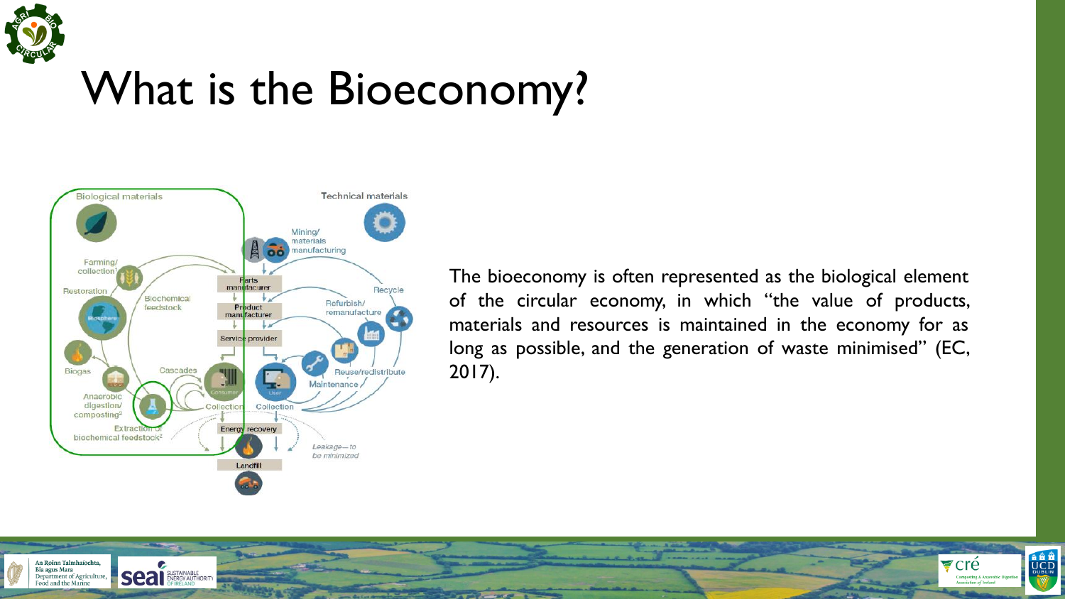# What is the Bioeconomy?

The bioeconomy is often represented as the biological element of the circular economy, in which "the value of products, materials and resources is maintained in the economy for as long as possible, and the generation of waste minimised" (EC, 2017).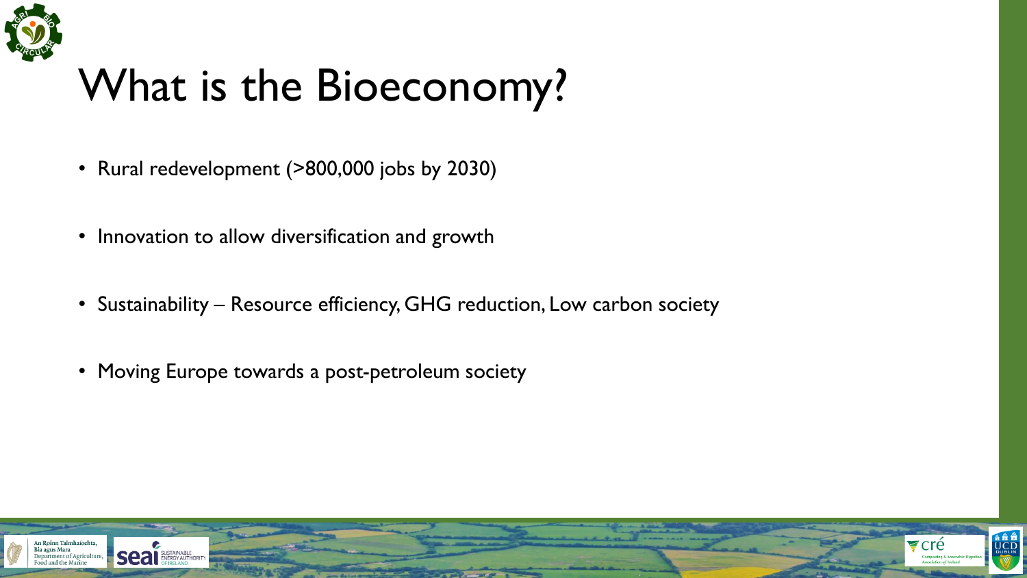# What is the Bioeconomy?

- Rural redevelopment (>800,000 jobs by 2030)
- Innovation to allow diversification and growth
- Sustainability – Resource efficiency, GHG reduction, Low carbon society
- Moving Europe towards a post-petroleum society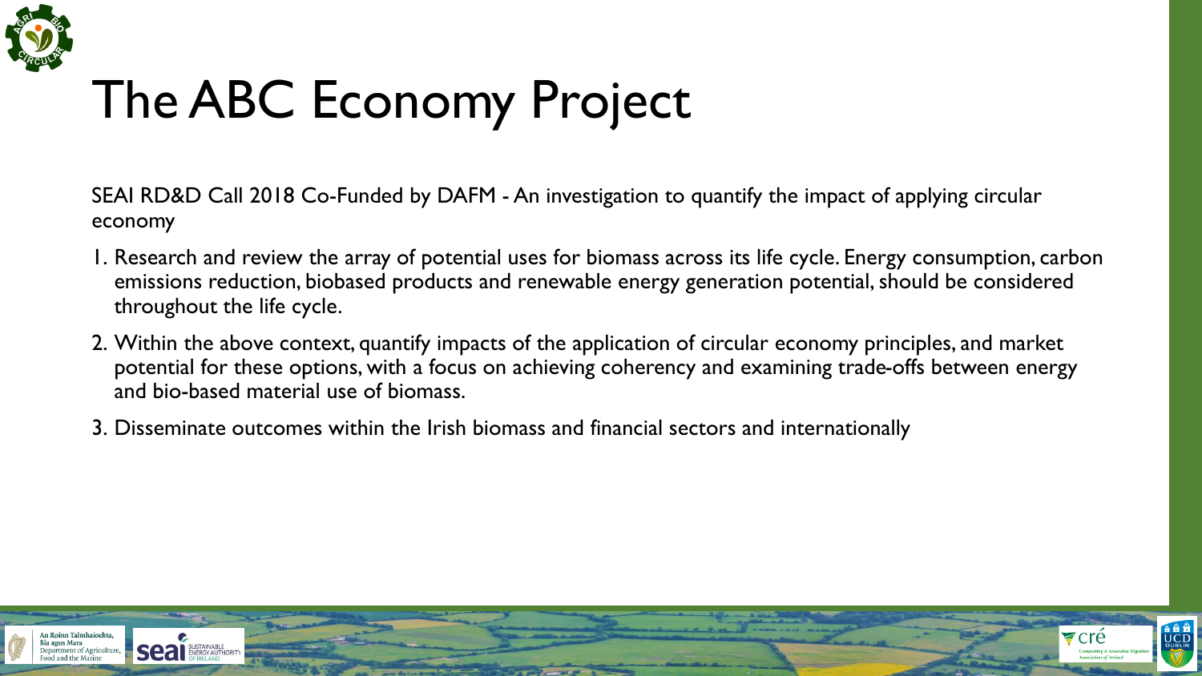# The ABC Economy Project

SEAI RD&D Call 2018 Co-Funded by DAFM - An investigation to quantify the impact of applying circular economy

1. Research and review the array of potential uses for biomass across its life cycle. Energy consumption, carbon emissions reduction, biobased products and renewable energy generation potential, should be considered throughout the life cycle.
2. Within the above context, quantify impacts of the application of circular economy principles, and market potential for these options, with a focus on achieving coherency and examining trade-offs between energy and bio-based material use of biomass.
3. Disseminate outcomes within the Irish biomass and financial sectors and internationally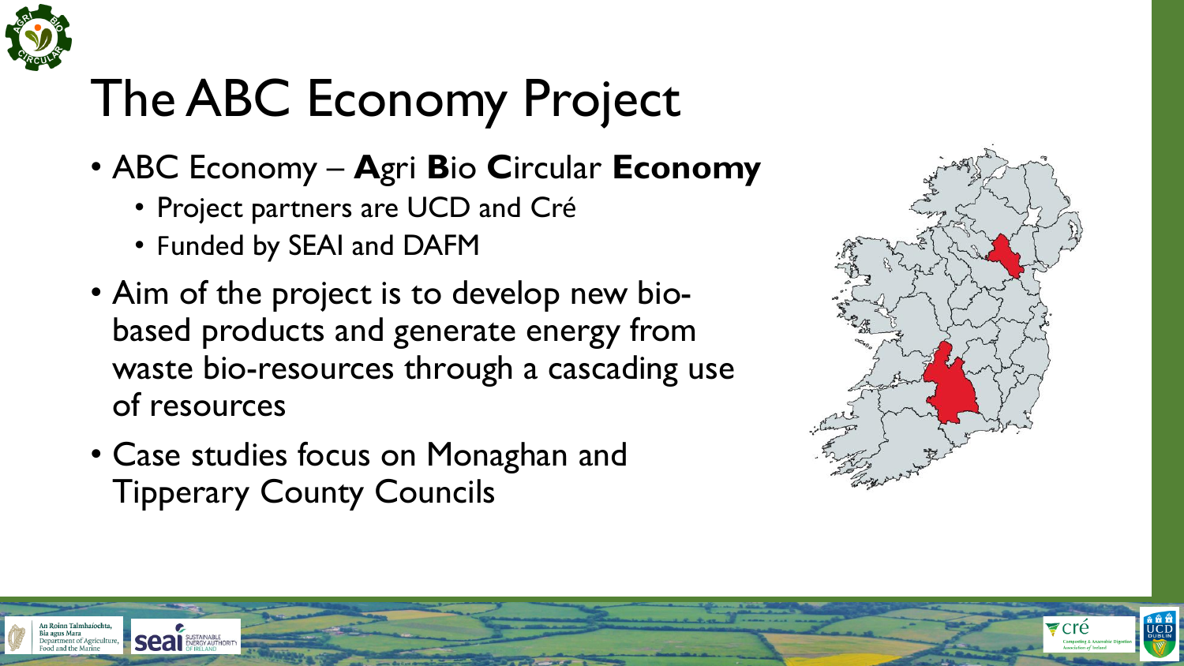# The ABC Economy Project

- ABC Economy – **A**gri **B**io **C**ircular **Economy**
  - Project partners are UCD and Cré
  - Funded by SEAI and DAFM
- Aim of the project is to develop new bio-based products and generate energy from waste bio-resources through a cascading use of resources
- Case studies focus on Monaghan and Tipperary County Councils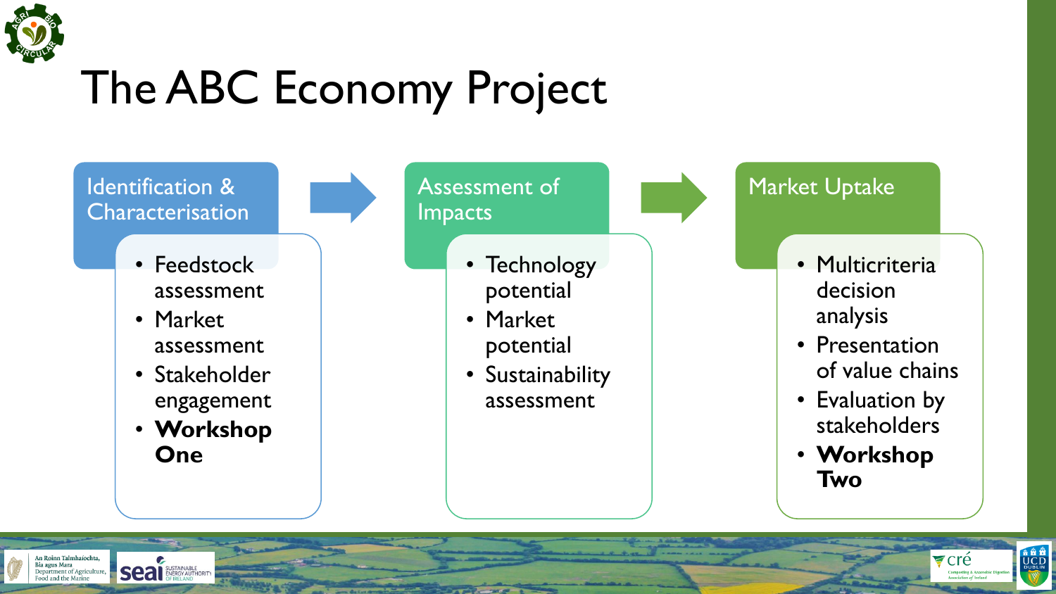# The ABC Economy Project

## Identification & Characterisation

- Feedstock assessment
- Market assessment
- Stakeholder engagement
- **Workshop One**

## Assessment of Impacts

- Technology potential
- Market potential
- Sustainability assessment

## Market Uptake

- Multicriteria decision analysis
- Presentation of value chains
- Evaluation by stakeholders
- **Workshop Two**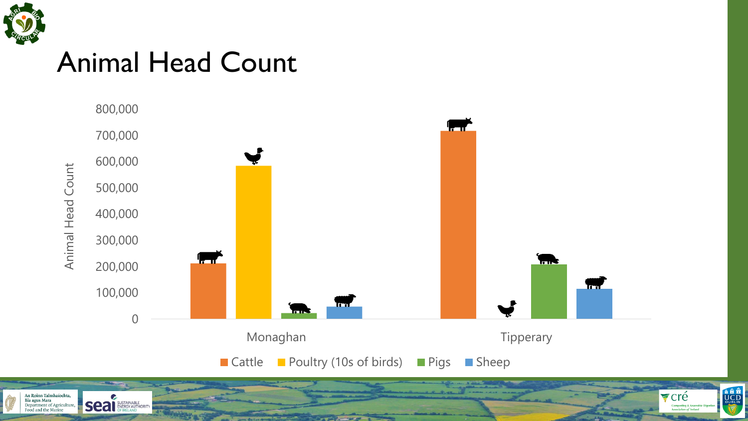# Animal Head Count

Animal Head Count

800,000
700,000
600,000
500,000
400,000
300,000
200,000
100,000
0

Monaghan

Tipperary

Cattle | Poultry (10s of birds) | Pigs | Sheep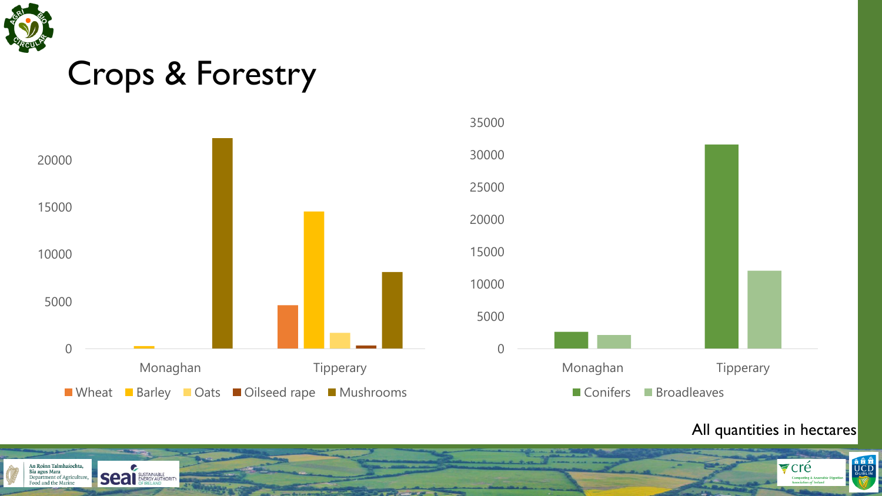# Crops & Forestry

| | Wheat | Barley | Oats | Oilseed rape | Mushrooms |
|---|---|---|---|---|---|
| Monaghan | | ~300 | | | ~22300 |
| Tipperary | ~4600 | ~14500 | ~1700 | ~300 | ~8100 |

| | Conifers | Broadleaves |
|---|---|---|
| Monaghan | ~2600 | ~2100 |
| Tipperary | ~31500 | ~12000 |

All quantities in hectares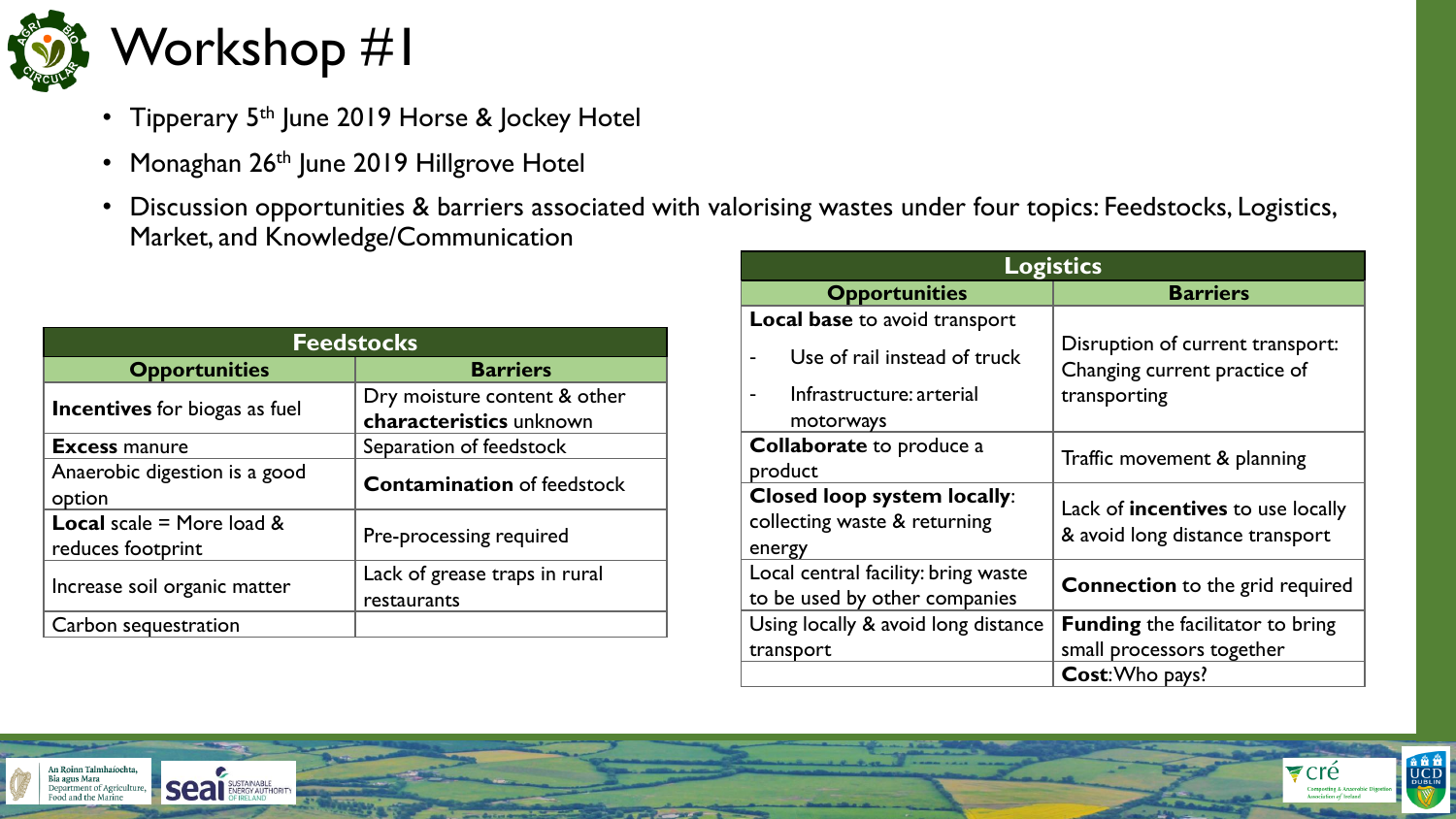# Workshop #1

- Tipperary 5th June 2019 Horse & Jockey Hotel
- Monaghan 26th June 2019 Hillgrove Hotel
- Discussion opportunities & barriers associated with valorising wastes under four topics: Feedstocks, Logistics, Market, and Knowledge/Communication

| Feedstocks | |
|---|---|
| **Opportunities** | **Barriers** |
| **Incentives** for biogas as fuel | Dry moisture content & other **characteristics** unknown |
| **Excess** manure | Separation of feedstock |
| Anaerobic digestion is a good option | **Contamination** of feedstock |
| **Local** scale = More load & reduces footprint | Pre-processing required |
| Increase soil organic matter | Lack of grease traps in rural restaurants |
| Carbon sequestration | |

| Logistics | |
|---|---|
| **Opportunities** | **Barriers** |
| **Local base** to avoid transport<br>- Use of rail instead of truck<br>- Infrastructure: arterial motorways | Disruption of current transport: Changing current practice of transporting |
| **Collaborate** to produce a product | Traffic movement & planning |
| **Closed loop system locally**: collecting waste & returning energy | Lack of **incentives** to use locally & avoid long distance transport |
| Local central facility: bring waste to be used by other companies | **Connection** to the grid required |
| Using locally & avoid long distance transport | **Funding** the facilitator to bring small processors together |
| | **Cost**: Who pays? |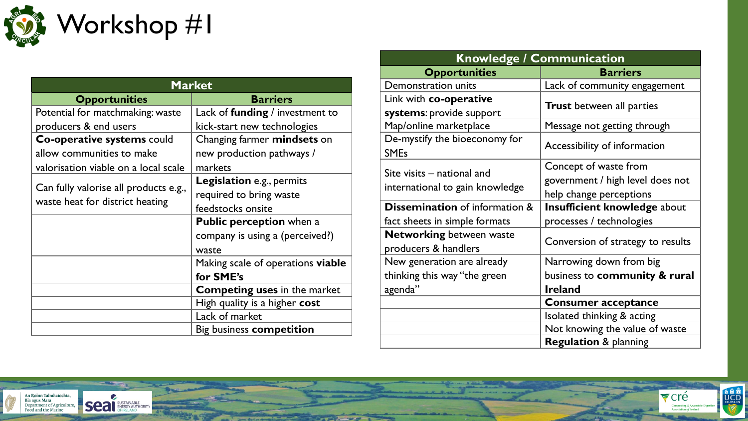# Workshop #1

| Market | |
|---|---|
| **Opportunities** | **Barriers** |
| Potential for matchmaking: waste producers & end users | Lack of **funding** / investment to kick-start new technologies |
| **Co-operative systems** could allow communities to make valorisation viable on a local scale | Changing farmer **mindsets** on new production pathways / markets |
| Can fully valorise all products e.g., waste heat for district heating | **Legislation** e.g., permits required to bring waste feedstocks onsite |
| | **Public perception** when a company is using a (perceived?) waste |
| | Making scale of operations **viable for SME's** |
| | **Competing uses** in the market |
| | High quality is a higher **cost** |
| | Lack of market |
| | Big business **competition** |

| Knowledge / Communication | |
|---|---|
| **Opportunities** | **Barriers** |
| Demonstration units | Lack of community engagement |
| Link with **co-operative systems**: provide support | **Trust** between all parties |
| Map/online marketplace | Message not getting through |
| De-mystify the bioeconomy for SMEs | Accessibility of information |
| Site visits – national and international to gain knowledge | Concept of waste from government / high level does not help change perceptions |
| **Dissemination** of information & fact sheets in simple formats | **Insufficient knowledge** about processes / technologies |
| **Networking** between waste producers & handlers | Conversion of strategy to results |
| New generation are already thinking this way "the green agenda" | Narrowing down from big business to **community & rural Ireland** |
| | **Consumer acceptance** |
| | Isolated thinking & acting |
| | Not knowing the value of waste |
| | **Regulation** & planning |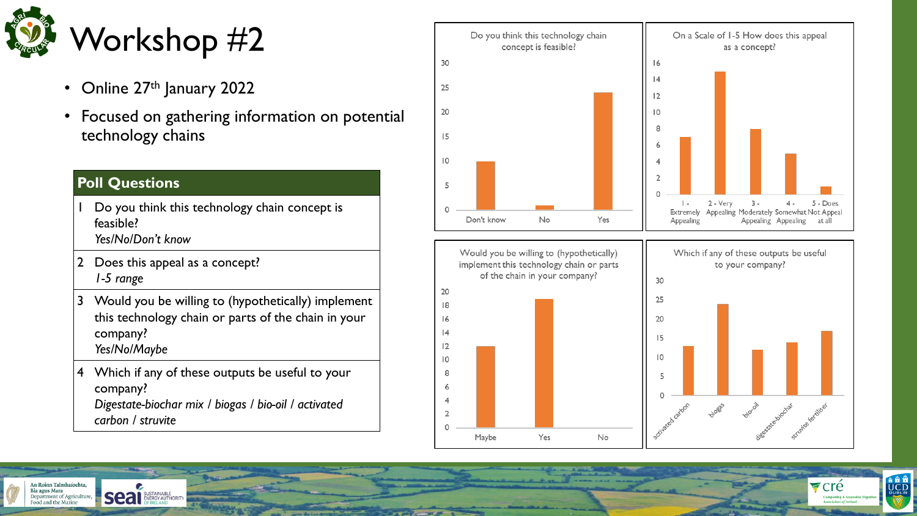# Workshop #2

- Online 27th January 2022
- Focused on gathering information on potential technology chains

| Poll Questions | |
|---|---|
| 1 | Do you think this technology chain concept is feasible? *Yes/No/Don't know* |
| 2 | Does this appeal as a concept? *1-5 range* |
| 3 | Would you be willing to (hypothetically) implement this technology chain or parts of the chain in your company? *Yes/No/Maybe* |
| 4 | Which if any of these outputs be useful to your company? *Digestate-biochar mix / biogas / bio-oil / activated carbon / struvite* |

**Do you think this technology chain concept is feasible?**

| Response | Count |
|---|---|
| Don't know | 10 |
| No | 1 |
| Yes | 24 |

**On a Scale of 1-5 How does this appeal as a concept?**

| Response | Count |
|---|---|
| 1 - Extremely Appealing | 7 |
| 2 - Very Appealing | 15 |
| 3 - Moderately Appealing | 8 |
| 4 - Somewhat Appealing | 5 |
| 5 - Does Not Appeal at all | 1 |

**Would you be willing to (hypothetically) implement this technology chain or parts of the chain in your company?**

| Response | Count |
|---|---|
| Maybe | 12 |
| Yes | 19 |
| No | 0 |

**Which if any of these outputs be useful to your company?**

| Output | Count |
|---|---|
| activated carbon | 13 |
| biogas | 24 |
| bio-oil | 12 |
| digestate-biochar | 14 |
| struvite fertilser | 17 |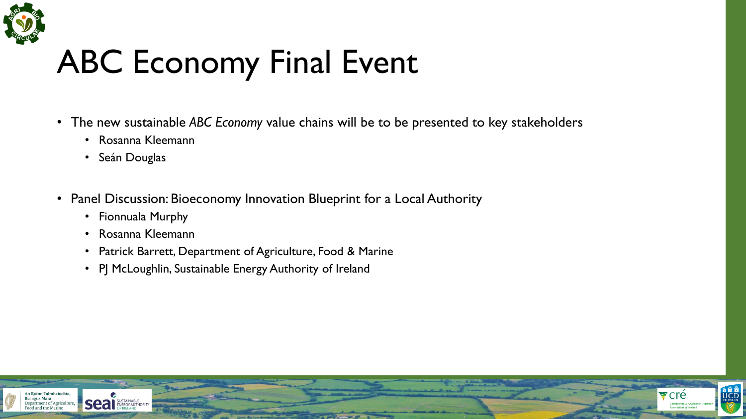# ABC Economy Final Event

- The new sustainable *ABC Economy* value chains will be to be presented to key stakeholders
  - Rosanna Kleemann
  - Seán Douglas

- Panel Discussion: Bioeconomy Innovation Blueprint for a Local Authority
  - Fionnuala Murphy
  - Rosanna Kleemann
  - Patrick Barrett, Department of Agriculture, Food & Marine
  - PJ McLoughlin, Sustainable Energy Authority of Ireland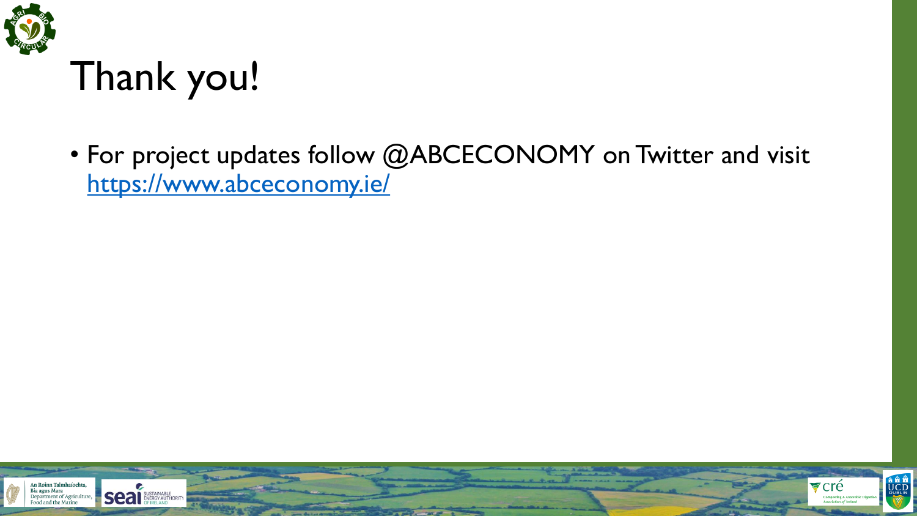# Thank you!

- For project updates follow @ABCECONOMY on Twitter and visit https://www.abceconomy.ie/